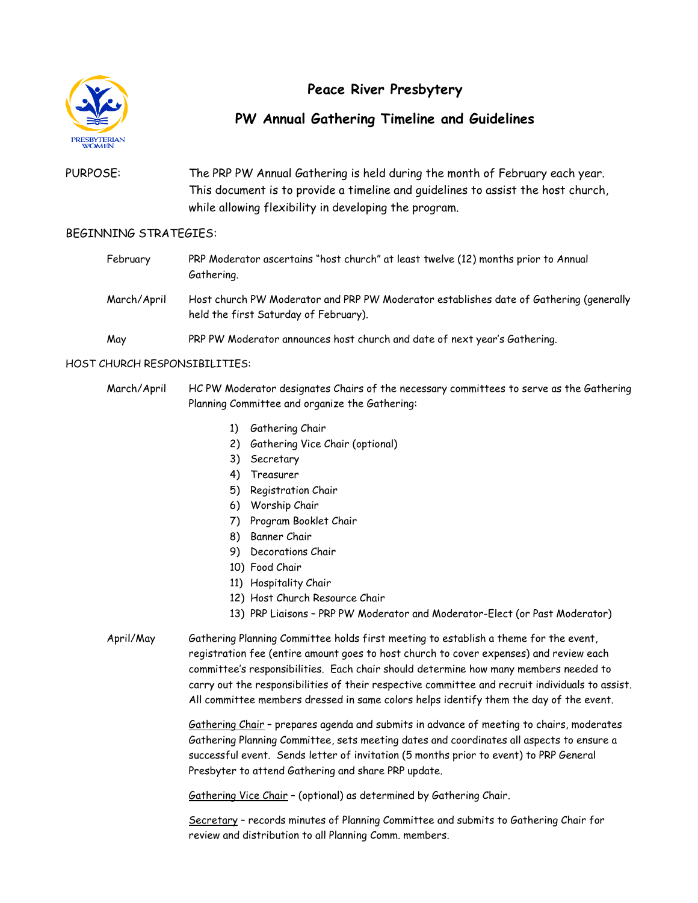# Peace River Presbytery

## PW Annual Gathering Timeline and Guidelines

PURPOSE: The PRP PW Annual Gathering is held during the month of February each year. This document is to provide a timeline and guidelines to assist the host church, while allowing flexibility in developing the program.

BEGINNING STRATEGIES:

February — PRP Moderator ascertains "host church" at least twelve (12) months prior to Annual Gathering.

March/April — Host church PW Moderator and PRP PW Moderator establishes date of Gathering (generally held the first Saturday of February).

May — PRP PW Moderator announces host church and date of next year's Gathering.

HOST CHURCH RESPONSIBILITIES:

March/April — HC PW Moderator designates Chairs of the necessary committees to serve as the Gathering Planning Committee and organize the Gathering:

1) Gathering Chair
2) Gathering Vice Chair (optional)
3) Secretary
4) Treasurer
5) Registration Chair
6) Worship Chair
7) Program Booklet Chair
8) Banner Chair
9) Decorations Chair
10) Food Chair
11) Hospitality Chair
12) Host Church Resource Chair
13) PRP Liaisons – PRP PW Moderator and Moderator-Elect (or Past Moderator)

April/May — Gathering Planning Committee holds first meeting to establish a theme for the event, registration fee (entire amount goes to host church to cover expenses) and review each committee's responsibilities. Each chair should determine how many members needed to carry out the responsibilities of their respective committee and recruit individuals to assist. All committee members dressed in same colors helps identify them the day of the event.

<u>Gathering Chair</u> – prepares agenda and submits in advance of meeting to chairs, moderates Gathering Planning Committee, sets meeting dates and coordinates all aspects to ensure a successful event. Sends letter of invitation (5 months prior to event) to PRP General Presbyter to attend Gathering and share PRP update.

<u>Gathering Vice Chair</u> – (optional) as determined by Gathering Chair.

<u>Secretary</u> – records minutes of Planning Committee and submits to Gathering Chair for review and distribution to all Planning Comm. members.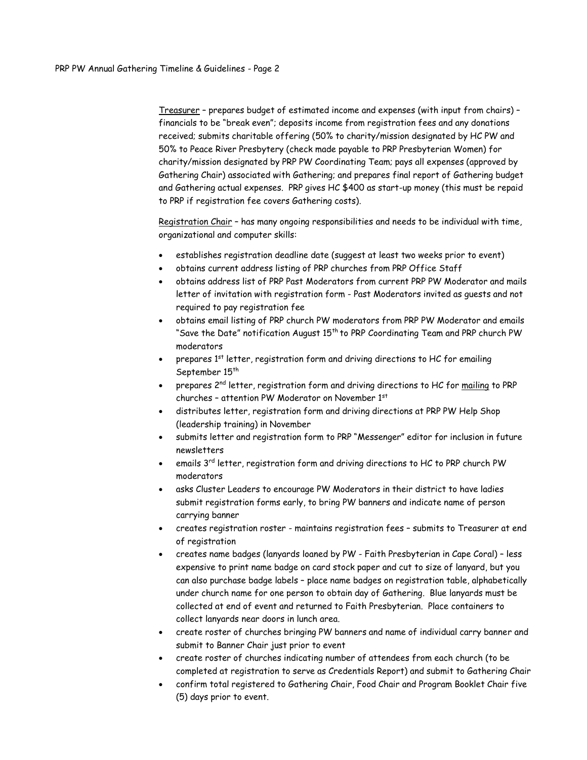Treasurer – prepares budget of estimated income and expenses (with input from chairs) – financials to be "break even"; deposits income from registration fees and any donations received; submits charitable offering (50% to charity/mission designated by HC PW and 50% to Peace River Presbytery (check made payable to PRP Presbyterian Women) for charity/mission designated by PRP PW Coordinating Team; pays all expenses (approved by Gathering Chair) associated with Gathering; and prepares final report of Gathering budget and Gathering actual expenses. PRP gives HC $400 as start-up money (this must be repaid to PRP if registration fee covers Gathering costs).

Registration Chair – has many ongoing responsibilities and needs to be individual with time, organizational and computer skills:

- establishes registration deadline date (suggest at least two weeks prior to event)
- obtains current address listing of PRP churches from PRP Office Staff
- obtains address list of PRP Past Moderators from current PRP PW Moderator and mails letter of invitation with registration form - Past Moderators invited as guests and not required to pay registration fee
- obtains email listing of PRP church PW moderators from PRP PW Moderator and emails "Save the Date" notification August 15th to PRP Coordinating Team and PRP church PW moderators
- prepares 1st letter, registration form and driving directions to HC for emailing September 15th
- prepares 2nd letter, registration form and driving directions to HC for mailing to PRP churches – attention PW Moderator on November 1st
- distributes letter, registration form and driving directions at PRP PW Help Shop (leadership training) in November
- submits letter and registration form to PRP "Messenger" editor for inclusion in future newsletters
- emails 3rd letter, registration form and driving directions to HC to PRP church PW moderators
- asks Cluster Leaders to encourage PW Moderators in their district to have ladies submit registration forms early, to bring PW banners and indicate name of person carrying banner
- creates registration roster - maintains registration fees – submits to Treasurer at end of registration
- creates name badges (lanyards loaned by PW - Faith Presbyterian in Cape Coral) – less expensive to print name badge on card stock paper and cut to size of lanyard, but you can also purchase badge labels – place name badges on registration table, alphabetically under church name for one person to obtain day of Gathering. Blue lanyards must be collected at end of event and returned to Faith Presbyterian. Place containers to collect lanyards near doors in lunch area.
- create roster of churches bringing PW banners and name of individual carry banner and submit to Banner Chair just prior to event
- create roster of churches indicating number of attendees from each church (to be completed at registration to serve as Credentials Report) and submit to Gathering Chair
- confirm total registered to Gathering Chair, Food Chair and Program Booklet Chair five (5) days prior to event.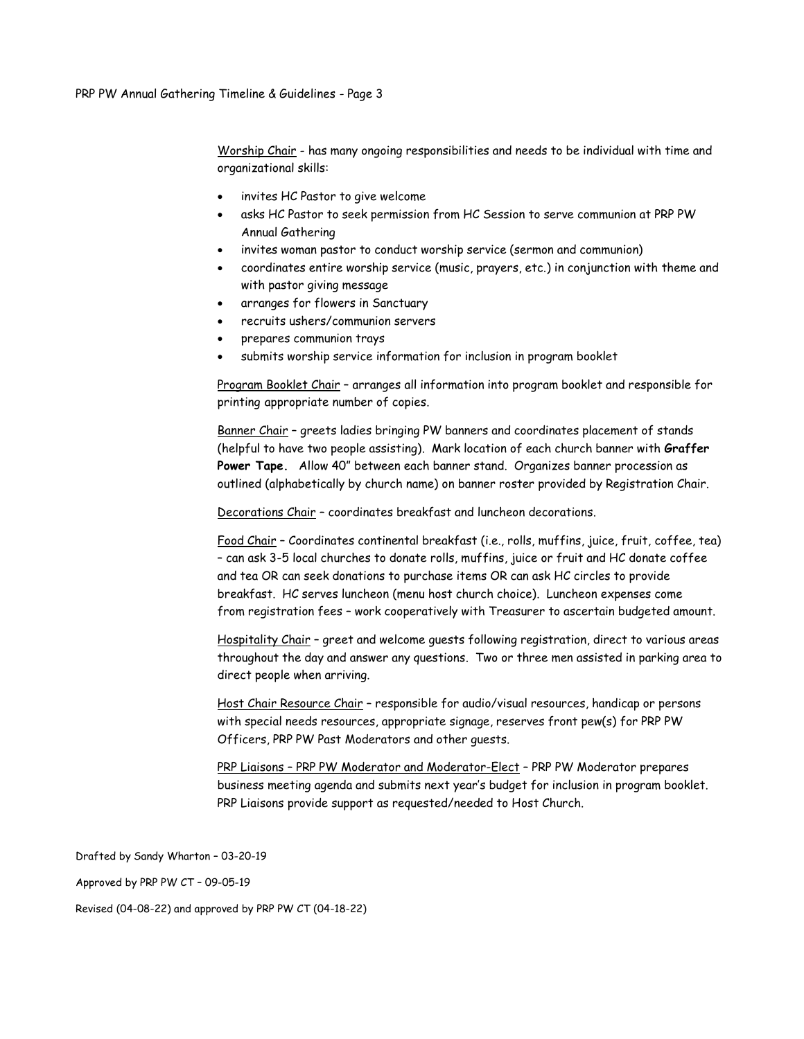<u>Worship Chair</u> - has many ongoing responsibilities and needs to be individual with time and organizational skills:

- invites HC Pastor to give welcome
- asks HC Pastor to seek permission from HC Session to serve communion at PRP PW Annual Gathering
- invites woman pastor to conduct worship service (sermon and communion)
- coordinates entire worship service (music, prayers, etc.) in conjunction with theme and with pastor giving message
- arranges for flowers in Sanctuary
- recruits ushers/communion servers
- prepares communion trays
- submits worship service information for inclusion in program booklet

<u>Program Booklet Chair</u> – arranges all information into program booklet and responsible for printing appropriate number of copies.

<u>Banner Chair</u> – greets ladies bringing PW banners and coordinates placement of stands (helpful to have two people assisting). Mark location of each church banner with **Graffer Power Tape.** Allow 40" between each banner stand. Organizes banner procession as outlined (alphabetically by church name) on banner roster provided by Registration Chair.

<u>Decorations Chair</u> – coordinates breakfast and luncheon decorations.

<u>Food Chair</u> – Coordinates continental breakfast (i.e., rolls, muffins, juice, fruit, coffee, tea) – can ask 3-5 local churches to donate rolls, muffins, juice or fruit and HC donate coffee and tea OR can seek donations to purchase items OR can ask HC circles to provide breakfast. HC serves luncheon (menu host church choice). Luncheon expenses come from registration fees – work cooperatively with Treasurer to ascertain budgeted amount.

<u>Hospitality Chair</u> – greet and welcome guests following registration, direct to various areas throughout the day and answer any questions. Two or three men assisted in parking area to direct people when arriving.

<u>Host Chair Resource Chair</u> – responsible for audio/visual resources, handicap or persons with special needs resources, appropriate signage, reserves front pew(s) for PRP PW Officers, PRP PW Past Moderators and other guests.

<u>PRP Liaisons – PRP PW Moderator and Moderator-Elect</u> – PRP PW Moderator prepares business meeting agenda and submits next year's budget for inclusion in program booklet. PRP Liaisons provide support as requested/needed to Host Church.

Drafted by Sandy Wharton – 03-20-19

Approved by PRP PW CT – 09-05-19

Revised (04-08-22) and approved by PRP PW CT (04-18-22)